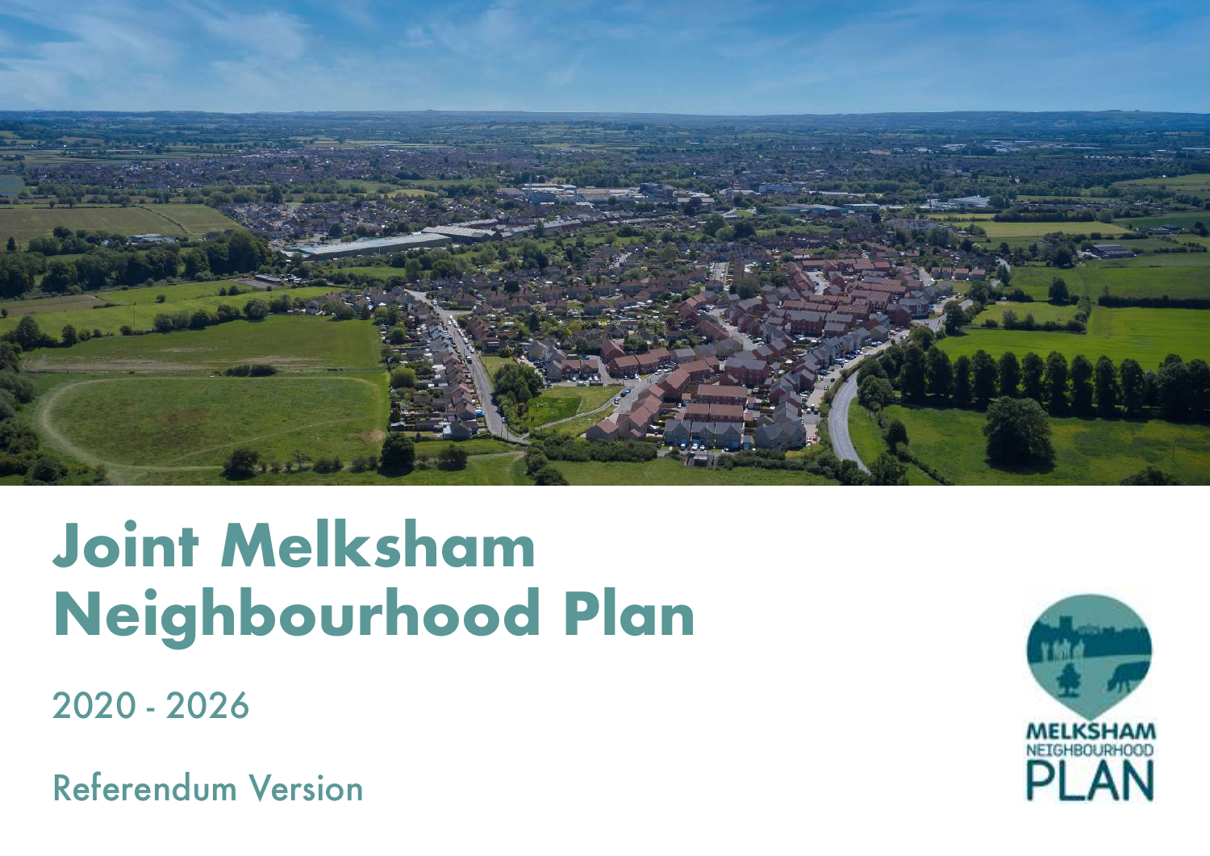# Joint Melksham Neighbourhood Plan

2020 - 2026

Referendum Version

MELKSHAM NEIGHBOURHOOD PLAN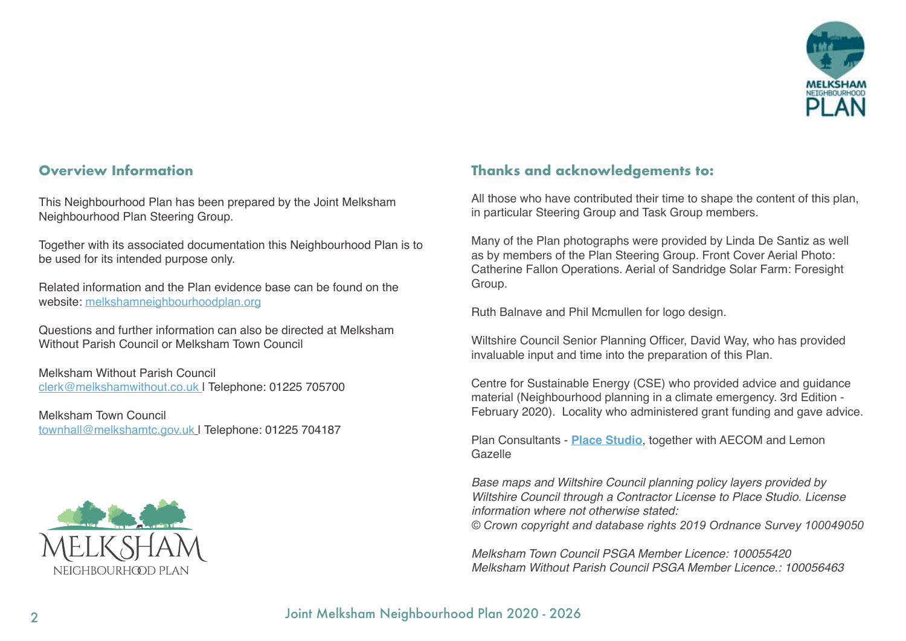## Overview Information

This Neighbourhood Plan has been prepared by the Joint Melksham Neighbourhood Plan Steering Group.

Together with its associated documentation this Neighbourhood Plan is to be used for its intended purpose only.

Related information and the Plan evidence base can be found on the website: melkshamneighbourhoodplan.org

Questions and further information can also be directed at Melksham Without Parish Council or Melksham Town Council

Melksham Without Parish Council
clerk@melkshamwithout.co.uk l Telephone: 01225 705700

Melksham Town Council
townhall@melkshamtc.gov.uk l Telephone: 01225 704187

## Thanks and acknowledgements to:

All those who have contributed their time to shape the content of this plan, in particular Steering Group and Task Group members.

Many of the Plan photographs were provided by Linda De Santiz as well as by members of the Plan Steering Group. Front Cover Aerial Photo: Catherine Fallon Operations. Aerial of Sandridge Solar Farm: Foresight Group.

Ruth Balnave and Phil Mcmullen for logo design.

Wiltshire Council Senior Planning Officer, David Way, who has provided invaluable input and time into the preparation of this Plan.

Centre for Sustainable Energy (CSE) who provided advice and guidance material (Neighbourhood planning in a climate emergency. 3rd Edition - February 2020). Locality who administered grant funding and gave advice.

Plan Consultants - **Place Studio**, together with AECOM and Lemon Gazelle

*Base maps and Wiltshire Council planning policy layers provided by Wiltshire Council through a Contractor License to Place Studio. License information where not otherwise stated:*
*© Crown copyright and database rights 2019 Ordnance Survey 100049050*

*Melksham Town Council PSGA Member Licence: 100055420*
*Melksham Without Parish Council PSGA Member Licence.: 100056463*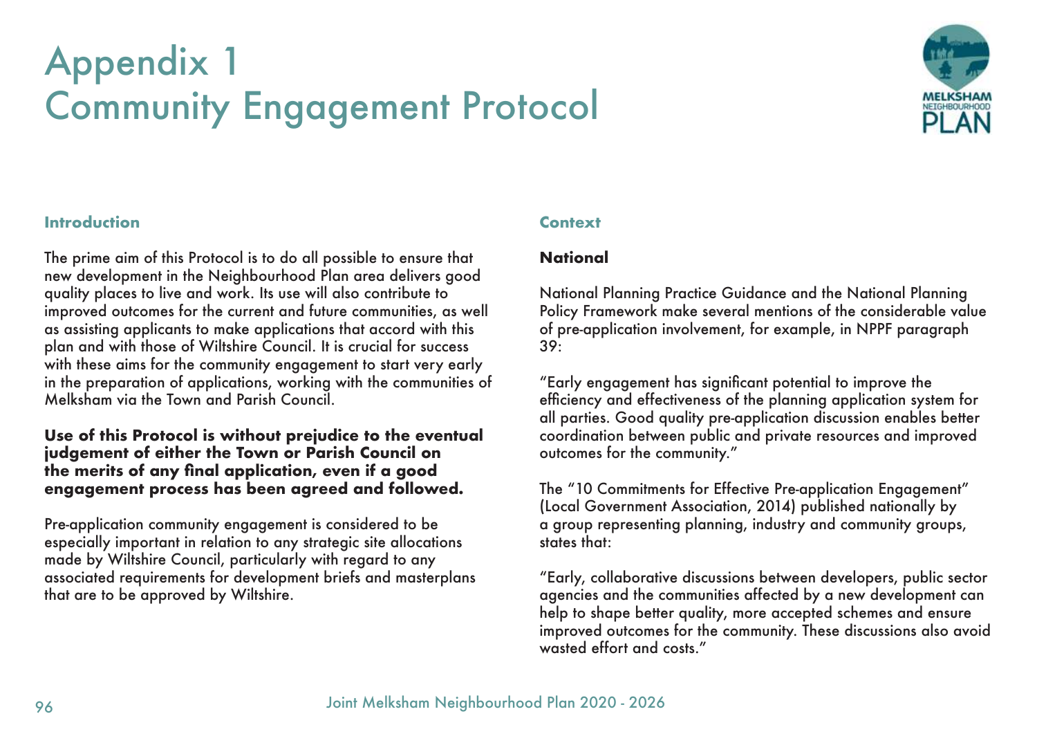# Appendix 1
# Community Engagement Protocol

### Introduction

The prime aim of this Protocol is to do all possible to ensure that new development in the Neighbourhood Plan area delivers good quality places to live and work. Its use will also contribute to improved outcomes for the current and future communities, as well as assisting applicants to make applications that accord with this plan and with those of Wiltshire Council. It is crucial for success with these aims for the community engagement to start very early in the preparation of applications, working with the communities of Melksham via the Town and Parish Council.

**Use of this Protocol is without prejudice to the eventual judgement of either the Town or Parish Council on the merits of any final application, even if a good engagement process has been agreed and followed.**

Pre-application community engagement is considered to be especially important in relation to any strategic site allocations made by Wiltshire Council, particularly with regard to any associated requirements for development briefs and masterplans that are to be approved by Wiltshire.

### Context

#### National

National Planning Practice Guidance and the National Planning Policy Framework make several mentions of the considerable value of pre-application involvement, for example, in NPPF paragraph 39:

"Early engagement has significant potential to improve the efficiency and effectiveness of the planning application system for all parties. Good quality pre-application discussion enables better coordination between public and private resources and improved outcomes for the community."

The "10 Commitments for Effective Pre-application Engagement" (Local Government Association, 2014) published nationally by a group representing planning, industry and community groups, states that:

"Early, collaborative discussions between developers, public sector agencies and the communities affected by a new development can help to shape better quality, more accepted schemes and ensure improved outcomes for the community. These discussions also avoid wasted effort and costs."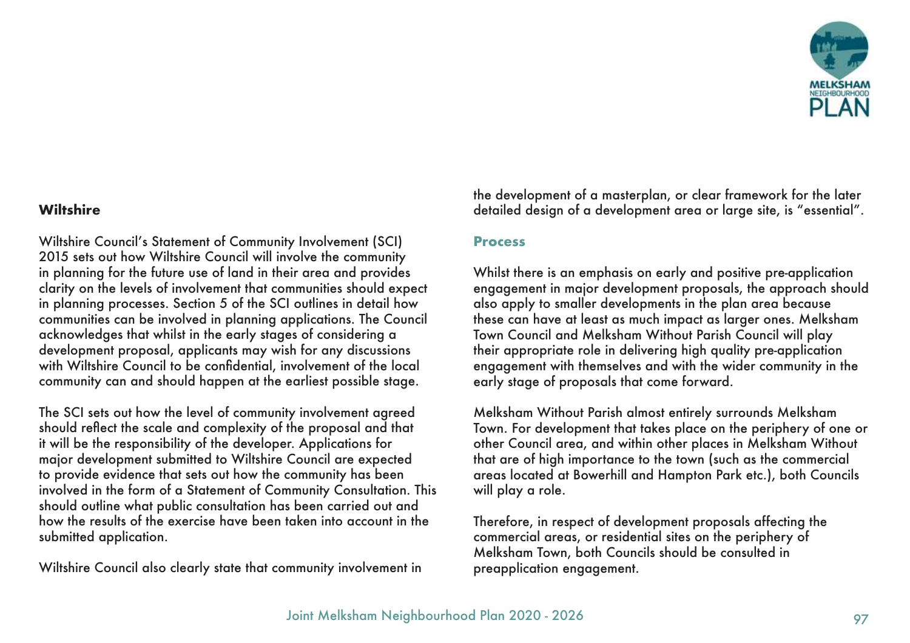**Wiltshire**

Wiltshire Council's Statement of Community Involvement (SCI) 2015 sets out how Wiltshire Council will involve the community in planning for the future use of land in their area and provides clarity on the levels of involvement that communities should expect in planning processes. Section 5 of the SCI outlines in detail how communities can be involved in planning applications. The Council acknowledges that whilst in the early stages of considering a development proposal, applicants may wish for any discussions with Wiltshire Council to be confidential, involvement of the local community can and should happen at the earliest possible stage.

The SCI sets out how the level of community involvement agreed should reflect the scale and complexity of the proposal and that it will be the responsibility of the developer. Applications for major development submitted to Wiltshire Council are expected to provide evidence that sets out how the community has been involved in the form of a Statement of Community Consultation. This should outline what public consultation has been carried out and how the results of the exercise have been taken into account in the submitted application.

Wiltshire Council also clearly state that community involvement in the development of a masterplan, or clear framework for the later detailed design of a development area or large site, is "essential".

**Process**

Whilst there is an emphasis on early and positive pre-application engagement in major development proposals, the approach should also apply to smaller developments in the plan area because these can have at least as much impact as larger ones. Melksham Town Council and Melksham Without Parish Council will play their appropriate role in delivering high quality pre-application engagement with themselves and with the wider community in the early stage of proposals that come forward.

Melksham Without Parish almost entirely surrounds Melksham Town. For development that takes place on the periphery of one or other Council area, and within other places in Melksham Without that are of high importance to the town (such as the commercial areas located at Bowerhill and Hampton Park etc.), both Councils will play a role.

Therefore, in respect of development proposals affecting the commercial areas, or residential sites on the periphery of Melksham Town, both Councils should be consulted in preapplication engagement.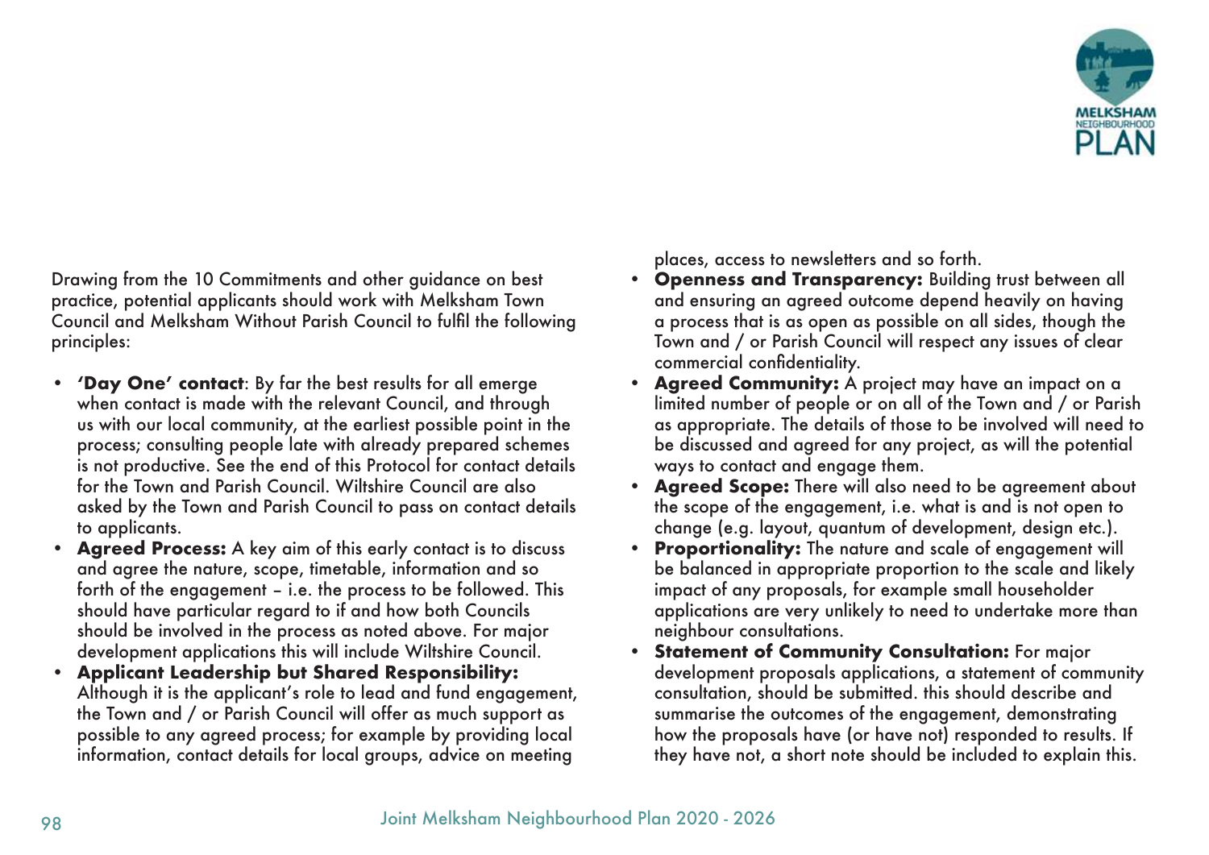Drawing from the 10 Commitments and other guidance on best practice, potential applicants should work with Melksham Town Council and Melksham Without Parish Council to fulfil the following principles:

- **'Day One' contact**: By far the best results for all emerge when contact is made with the relevant Council, and through us with our local community, at the earliest possible point in the process; consulting people late with already prepared schemes is not productive. See the end of this Protocol for contact details for the Town and Parish Council. Wiltshire Council are also asked by the Town and Parish Council to pass on contact details to applicants.
- **Agreed Process:** A key aim of this early contact is to discuss and agree the nature, scope, timetable, information and so forth of the engagement – i.e. the process to be followed. This should have particular regard to if and how both Councils should be involved in the process as noted above. For major development applications this will include Wiltshire Council.
- **Applicant Leadership but Shared Responsibility:** Although it is the applicant's role to lead and fund engagement, the Town and / or Parish Council will offer as much support as possible to any agreed process; for example by providing local information, contact details for local groups, advice on meeting places, access to newsletters and so forth.
- **Openness and Transparency:** Building trust between all and ensuring an agreed outcome depend heavily on having a process that is as open as possible on all sides, though the Town and / or Parish Council will respect any issues of clear commercial confidentiality.
- **Agreed Community:** A project may have an impact on a limited number of people or on all of the Town and / or Parish as appropriate. The details of those to be involved will need to be discussed and agreed for any project, as will the potential ways to contact and engage them.
- **Agreed Scope:** There will also need to be agreement about the scope of the engagement, i.e. what is and is not open to change (e.g. layout, quantum of development, design etc.).
- **Proportionality:** The nature and scale of engagement will be balanced in appropriate proportion to the scale and likely impact of any proposals, for example small householder applications are very unlikely to need to undertake more than neighbour consultations.
- **Statement of Community Consultation:** For major development proposals applications, a statement of community consultation, should be submitted. this should describe and summarise the outcomes of the engagement, demonstrating how the proposals have (or have not) responded to results. If they have not, a short note should be included to explain this.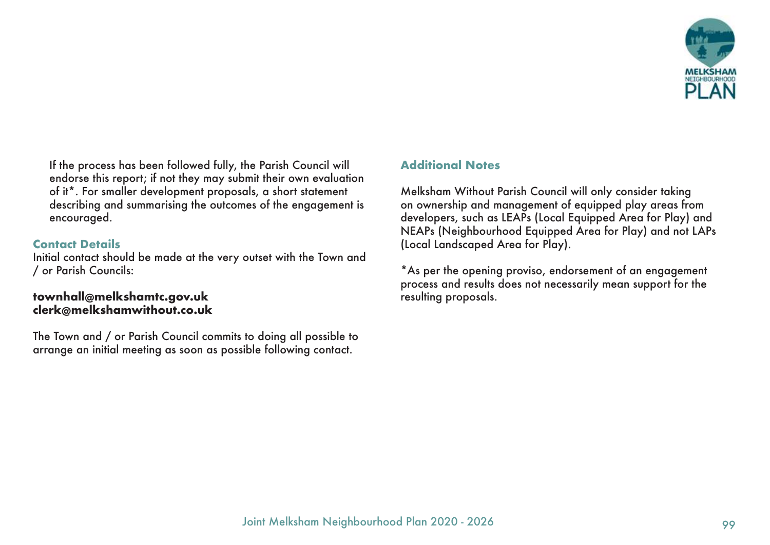If the process has been followed fully, the Parish Council will endorse this report; if not they may submit their own evaluation of it*. For smaller development proposals, a short statement describing and summarising the outcomes of the engagement is encouraged.

### Contact Details

Initial contact should be made at the very outset with the Town and / or Parish Councils:

**townhall@melkshamtc.gov.uk**
**clerk@melkshamwithout.co.uk**

The Town and / or Parish Council commits to doing all possible to arrange an initial meeting as soon as possible following contact.

### Additional Notes

Melksham Without Parish Council will only consider taking on ownership and management of equipped play areas from developers, such as LEAPs (Local Equipped Area for Play) and NEAPs (Neighbourhood Equipped Area for Play) and not LAPs (Local Landscaped Area for Play).

*As per the opening proviso, endorsement of an engagement process and results does not necessarily mean support for the resulting proposals.